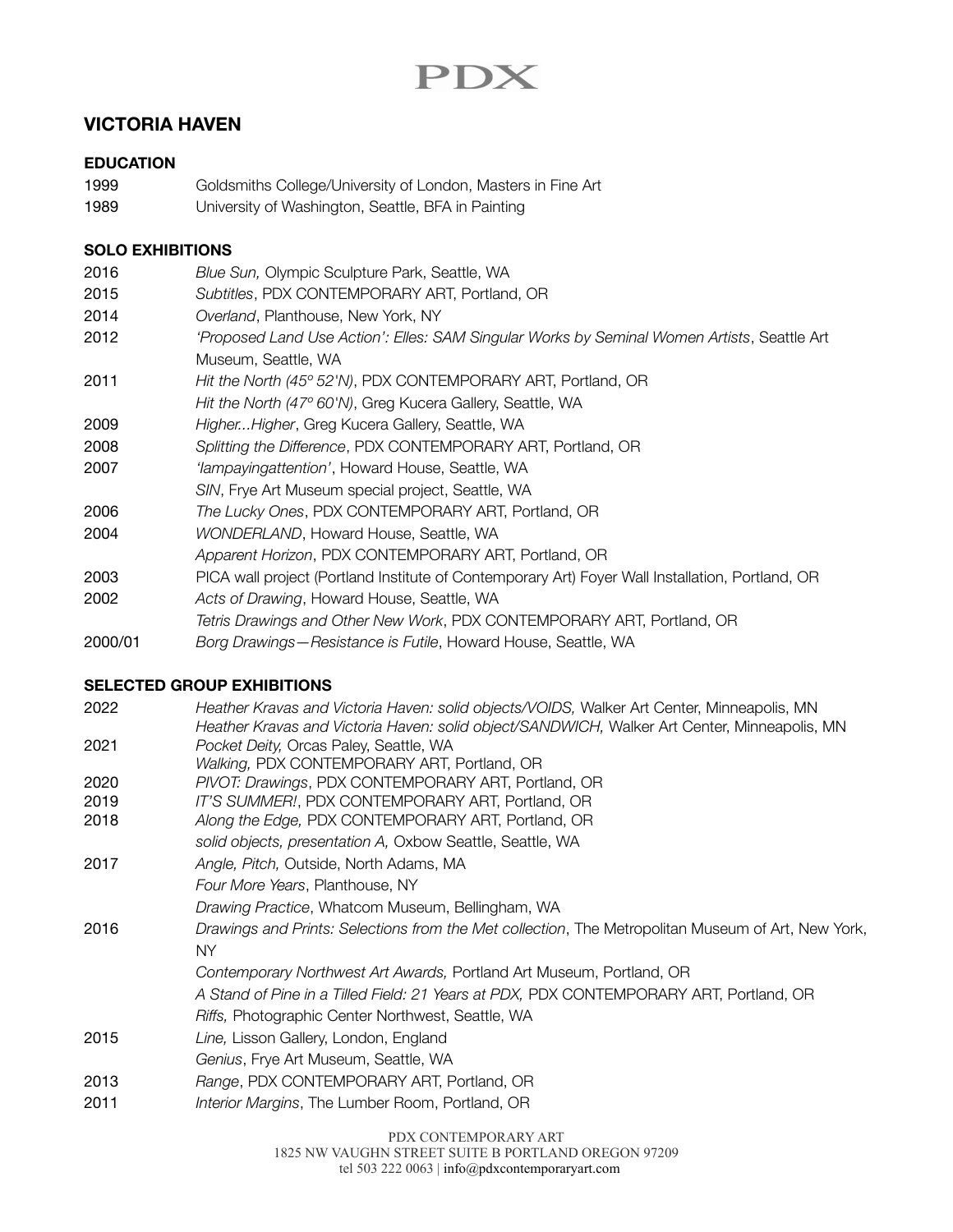# PDX

## VICTORIA HAVEN

### EDUCATION

| | |
|---|---|
| 1999 | Goldsmiths College/University of London, Masters in Fine Art |
| 1989 | University of Washington, Seattle, BFA in Painting |

### SOLO EXHIBITIONS

| | |
|---|---|
| 2016 | *Blue Sun,* Olympic Sculpture Park, Seattle, WA |
| 2015 | *Subtitles*, PDX CONTEMPORARY ART, Portland, OR |
| 2014 | *Overland*, Planthouse, New York, NY |
| 2012 | *'Proposed Land Use Action': Elles: SAM Singular Works by Seminal Women Artists*, Seattle Art Museum, Seattle, WA |
| 2011 | *Hit the North (45° 52'N)*, PDX CONTEMPORARY ART, Portland, OR |
| | *Hit the North (47° 60'N)*, Greg Kucera Gallery, Seattle, WA |
| 2009 | *Higher...Higher*, Greg Kucera Gallery, Seattle, WA |
| 2008 | *Splitting the Difference*, PDX CONTEMPORARY ART, Portland, OR |
| 2007 | *'Iampayingattention'*, Howard House, Seattle, WA |
| | *SIN*, Frye Art Museum special project, Seattle, WA |
| 2006 | *The Lucky Ones*, PDX CONTEMPORARY ART, Portland, OR |
| 2004 | *WONDERLAND*, Howard House, Seattle, WA |
| | *Apparent Horizon*, PDX CONTEMPORARY ART, Portland, OR |
| 2003 | PICA wall project (Portland Institute of Contemporary Art) Foyer Wall Installation, Portland, OR |
| 2002 | *Acts of Drawing*, Howard House, Seattle, WA |
| | *Tetris Drawings and Other New Work*, PDX CONTEMPORARY ART, Portland, OR |
| 2000/01 | *Borg Drawings—Resistance is Futile*, Howard House, Seattle, WA |

### SELECTED GROUP EXHIBITIONS

| | |
|---|---|
| 2022 | *Heather Kravas and Victoria Haven: solid objects/VOIDS,* Walker Art Center, Minneapolis, MN |
| | *Heather Kravas and Victoria Haven: solid object/SANDWICH,* Walker Art Center, Minneapolis, MN |
| 2021 | *Pocket Deity,* Orcas Paley, Seattle, WA |
| | *Walking,* PDX CONTEMPORARY ART, Portland, OR |
| 2020 | *PIVOT: Drawings*, PDX CONTEMPORARY ART, Portland, OR |
| 2019 | *IT'S SUMMER!*, PDX CONTEMPORARY ART, Portland, OR |
| 2018 | *Along the Edge,* PDX CONTEMPORARY ART, Portland, OR |
| | *solid objects, presentation A,* Oxbow Seattle, Seattle, WA |
| 2017 | *Angle, Pitch,* Outside, North Adams, MA |
| | *Four More Years*, Planthouse, NY |
| | *Drawing Practice*, Whatcom Museum, Bellingham, WA |
| 2016 | *Drawings and Prints: Selections from the Met collection*, The Metropolitan Museum of Art, New York, NY |
| | *Contemporary Northwest Art Awards,* Portland Art Museum, Portland, OR |
| | *A Stand of Pine in a Tilled Field: 21 Years at PDX,* PDX CONTEMPORARY ART, Portland, OR |
| | *Riffs,* Photographic Center Northwest, Seattle, WA |
| 2015 | *Line,* Lisson Gallery, London, England |
| | *Genius*, Frye Art Museum, Seattle, WA |
| 2013 | *Range*, PDX CONTEMPORARY ART, Portland, OR |
| 2011 | *Interior Margins*, The Lumber Room, Portland, OR |

PDX CONTEMPORARY ART
1825 NW VAUGHN STREET SUITE B PORTLAND OREGON 97209
tel 503 222 0063 | info@pdxcontemporaryart.com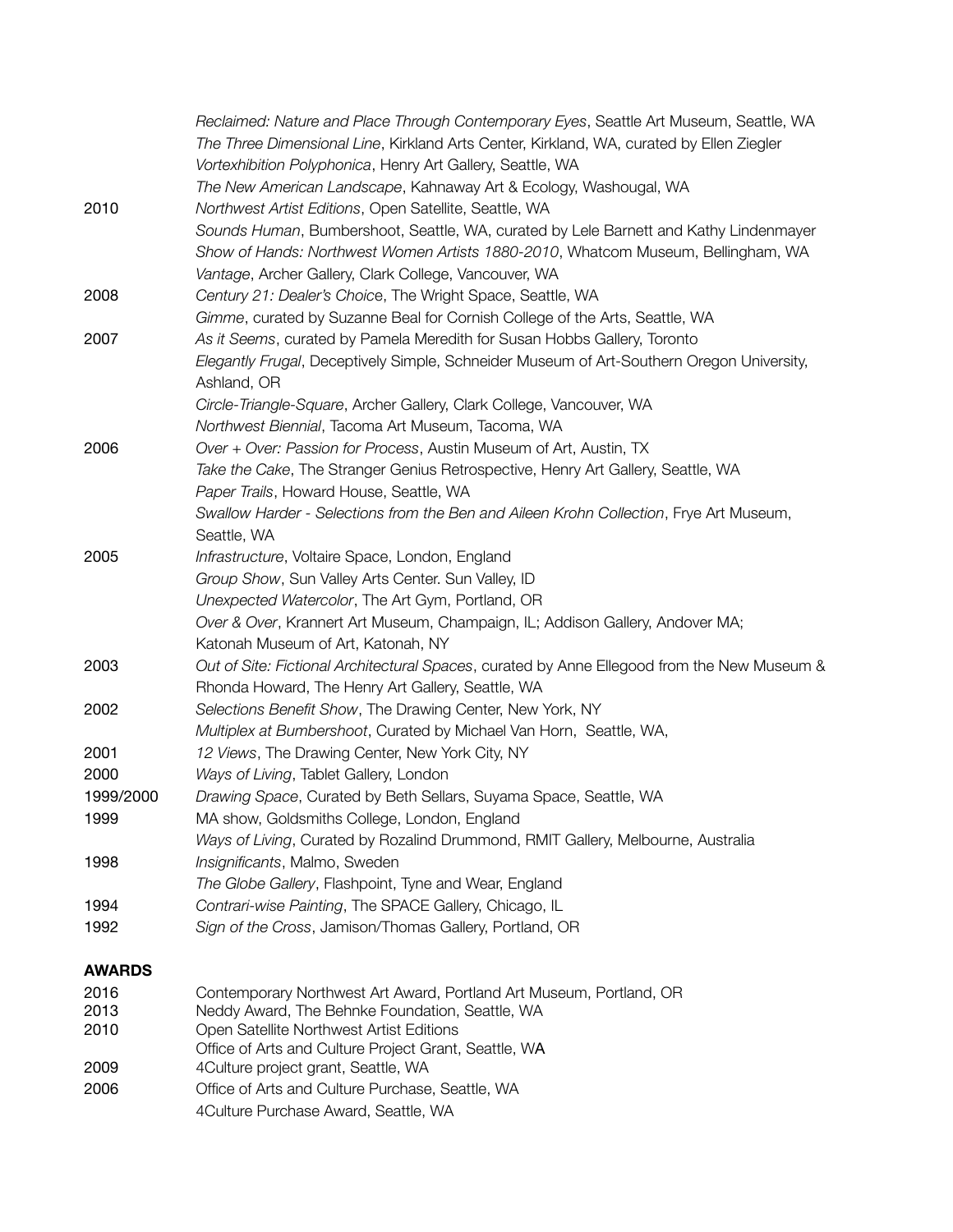| | |
|---|---|
| | *Reclaimed: Nature and Place Through Contemporary Eyes*, Seattle Art Museum, Seattle, WA |
| | *The Three Dimensional Line*, Kirkland Arts Center, Kirkland, WA, curated by Ellen Ziegler |
| | *Vortexhibition Polyphonica*, Henry Art Gallery, Seattle, WA |
| | *The New American Landscape*, Kahnaway Art & Ecology, Washougal, WA |
| 2010 | *Northwest Artist Editions*, Open Satellite, Seattle, WA |
| | *Sounds Human*, Bumbershoot, Seattle, WA, curated by Lele Barnett and Kathy Lindenmayer |
| | *Show of Hands: Northwest Women Artists 1880-2010*, Whatcom Museum, Bellingham, WA |
| | *Vantage*, Archer Gallery, Clark College, Vancouver, WA |
| 2008 | *Century 21: Dealer's Choice*, The Wright Space, Seattle, WA |
| | *Gimme*, curated by Suzanne Beal for Cornish College of the Arts, Seattle, WA |
| 2007 | *As it Seems*, curated by Pamela Meredith for Susan Hobbs Gallery, Toronto |
| | *Elegantly Frugal*, Deceptively Simple, Schneider Museum of Art-Southern Oregon University, Ashland, OR |
| | *Circle-Triangle-Square*, Archer Gallery, Clark College, Vancouver, WA |
| | *Northwest Biennial*, Tacoma Art Museum, Tacoma, WA |
| 2006 | *Over + Over: Passion for Process*, Austin Museum of Art, Austin, TX |
| | *Take the Cake*, The Stranger Genius Retrospective, Henry Art Gallery, Seattle, WA |
| | *Paper Trails*, Howard House, Seattle, WA |
| | *Swallow Harder - Selections from the Ben and Aileen Krohn Collection*, Frye Art Museum, Seattle, WA |
| 2005 | *Infrastructure*, Voltaire Space, London, England |
| | *Group Show*, Sun Valley Arts Center. Sun Valley, ID |
| | *Unexpected Watercolor*, The Art Gym, Portland, OR |
| | *Over & Over*, Krannert Art Museum, Champaign, IL; Addison Gallery, Andover MA; Katonah Museum of Art, Katonah, NY |
| 2003 | *Out of Site: Fictional Architectural Spaces*, curated by Anne Ellegood from the New Museum & Rhonda Howard, The Henry Art Gallery, Seattle, WA |
| 2002 | *Selections Benefit Show*, The Drawing Center, New York, NY |
| | *Multiplex at Bumbershoot*, Curated by Michael Van Horn, Seattle, WA, |
| 2001 | *12 Views*, The Drawing Center, New York City, NY |
| 2000 | *Ways of Living*, Tablet Gallery, London |
| 1999/2000 | *Drawing Space*, Curated by Beth Sellars, Suyama Space, Seattle, WA |
| 1999 | MA show, Goldsmiths College, London, England |
| | *Ways of Living*, Curated by Rozalind Drummond, RMIT Gallery, Melbourne, Australia |
| 1998 | *Insignificants*, Malmo, Sweden |
| | *The Globe Gallery*, Flashpoint, Tyne and Wear, England |
| 1994 | *Contrari-wise Painting*, The SPACE Gallery, Chicago, IL |
| 1992 | *Sign of the Cross*, Jamison/Thomas Gallery, Portland, OR |

**AWARDS**

| | |
|---|---|
| 2016 | Contemporary Northwest Art Award, Portland Art Museum, Portland, OR |
| 2013 | Neddy Award, The Behnke Foundation, Seattle, WA |
| 2010 | Open Satellite Northwest Artist Editions |
| | Office of Arts and Culture Project Grant, Seattle, WA |
| 2009 | 4Culture project grant, Seattle, WA |
| 2006 | Office of Arts and Culture Purchase, Seattle, WA |
| | 4Culture Purchase Award, Seattle, WA |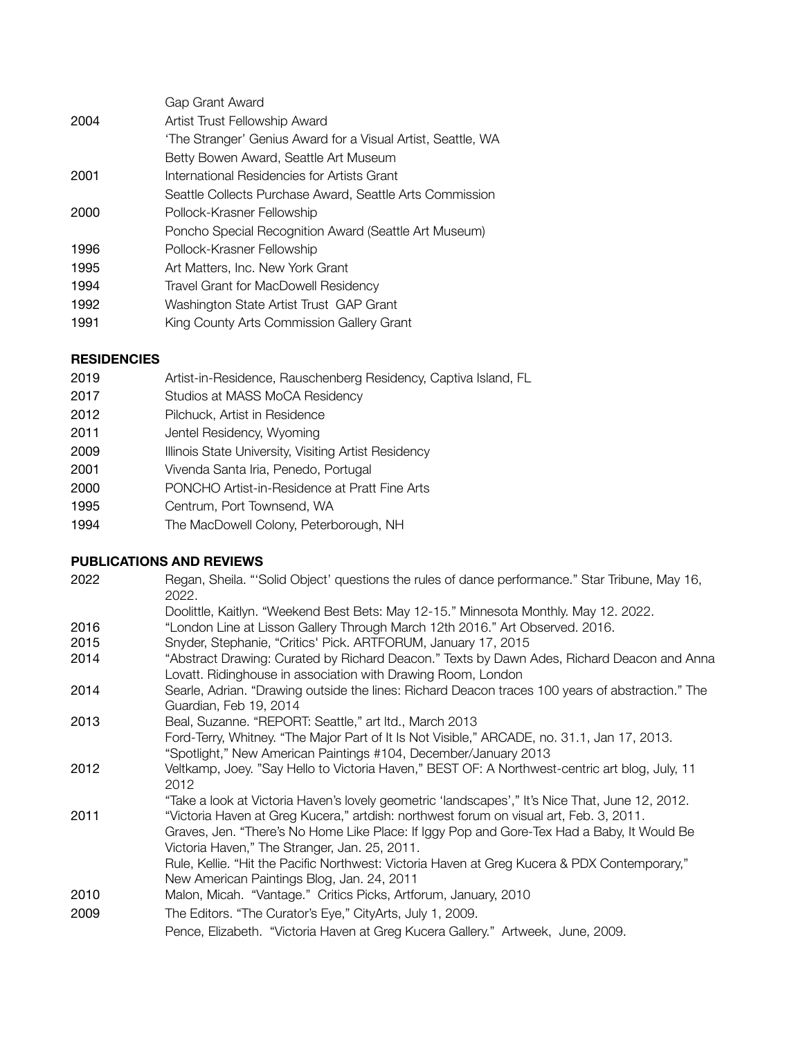| | |
|---|---|
| | Gap Grant Award |
| 2004 | Artist Trust Fellowship Award |
| | 'The Stranger' Genius Award for a Visual Artist, Seattle, WA |
| | Betty Bowen Award, Seattle Art Museum |
| 2001 | International Residencies for Artists Grant |
| | Seattle Collects Purchase Award, Seattle Arts Commission |
| 2000 | Pollock-Krasner Fellowship |
| | Poncho Special Recognition Award (Seattle Art Museum) |
| 1996 | Pollock-Krasner Fellowship |
| 1995 | Art Matters, Inc. New York Grant |
| 1994 | Travel Grant for MacDowell Residency |
| 1992 | Washington State Artist Trust GAP Grant |
| 1991 | King County Arts Commission Gallery Grant |

**RESIDENCIES**

| | |
|---|---|
| 2019 | Artist-in-Residence, Rauschenberg Residency, Captiva Island, FL |
| 2017 | Studios at MASS MoCA Residency |
| 2012 | Pilchuck, Artist in Residence |
| 2011 | Jentel Residency, Wyoming |
| 2009 | Illinois State University, Visiting Artist Residency |
| 2001 | Vivenda Santa Iria, Penedo, Portugal |
| 2000 | PONCHO Artist-in-Residence at Pratt Fine Arts |
| 1995 | Centrum, Port Townsend, WA |
| 1994 | The MacDowell Colony, Peterborough, NH |

**PUBLICATIONS AND REVIEWS**

| | |
|---|---|
| 2022 | Regan, Sheila. "'Solid Object' questions the rules of dance performance." Star Tribune, May 16, 2022. |
| | Doolittle, Kaitlyn. "Weekend Best Bets: May 12-15." Minnesota Monthly. May 12. 2022. |
| 2016 | "London Line at Lisson Gallery Through March 12th 2016." Art Observed. 2016. |
| 2015 | Snyder, Stephanie, "Critics' Pick. ARTFORUM, January 17, 2015 |
| 2014 | "Abstract Drawing: Curated by Richard Deacon." Texts by Dawn Ades, Richard Deacon and Anna Lovatt. Ridinghouse in association with Drawing Room, London |
| 2014 | Searle, Adrian. "Drawing outside the lines: Richard Deacon traces 100 years of abstraction." The Guardian, Feb 19, 2014 |
| 2013 | Beal, Suzanne. "REPORT: Seattle," art ltd., March 2013 |
| | Ford-Terry, Whitney. "The Major Part of It Is Not Visible," ARCADE, no. 31.1, Jan 17, 2013. |
| | "Spotlight," New American Paintings #104, December/January 2013 |
| 2012 | Veltkamp, Joey. "Say Hello to Victoria Haven," BEST OF: A Northwest-centric art blog, July, 11 2012 |
| | "Take a look at Victoria Haven's lovely geometric 'landscapes'," It's Nice That, June 12, 2012. |
| 2011 | "Victoria Haven at Greg Kucera," artdish: northwest forum on visual art, Feb. 3, 2011. |
| | Graves, Jen. "There's No Home Like Place: If Iggy Pop and Gore-Tex Had a Baby, It Would Be Victoria Haven," The Stranger, Jan. 25, 2011. |
| | Rule, Kellie. "Hit the Pacific Northwest: Victoria Haven at Greg Kucera & PDX Contemporary," New American Paintings Blog, Jan. 24, 2011 |
| 2010 | Malon, Micah. "Vantage." Critics Picks, Artforum, January, 2010 |
| 2009 | The Editors. "The Curator's Eye," CityArts, July 1, 2009. |
| | Pence, Elizabeth. "Victoria Haven at Greg Kucera Gallery." Artweek, June, 2009. |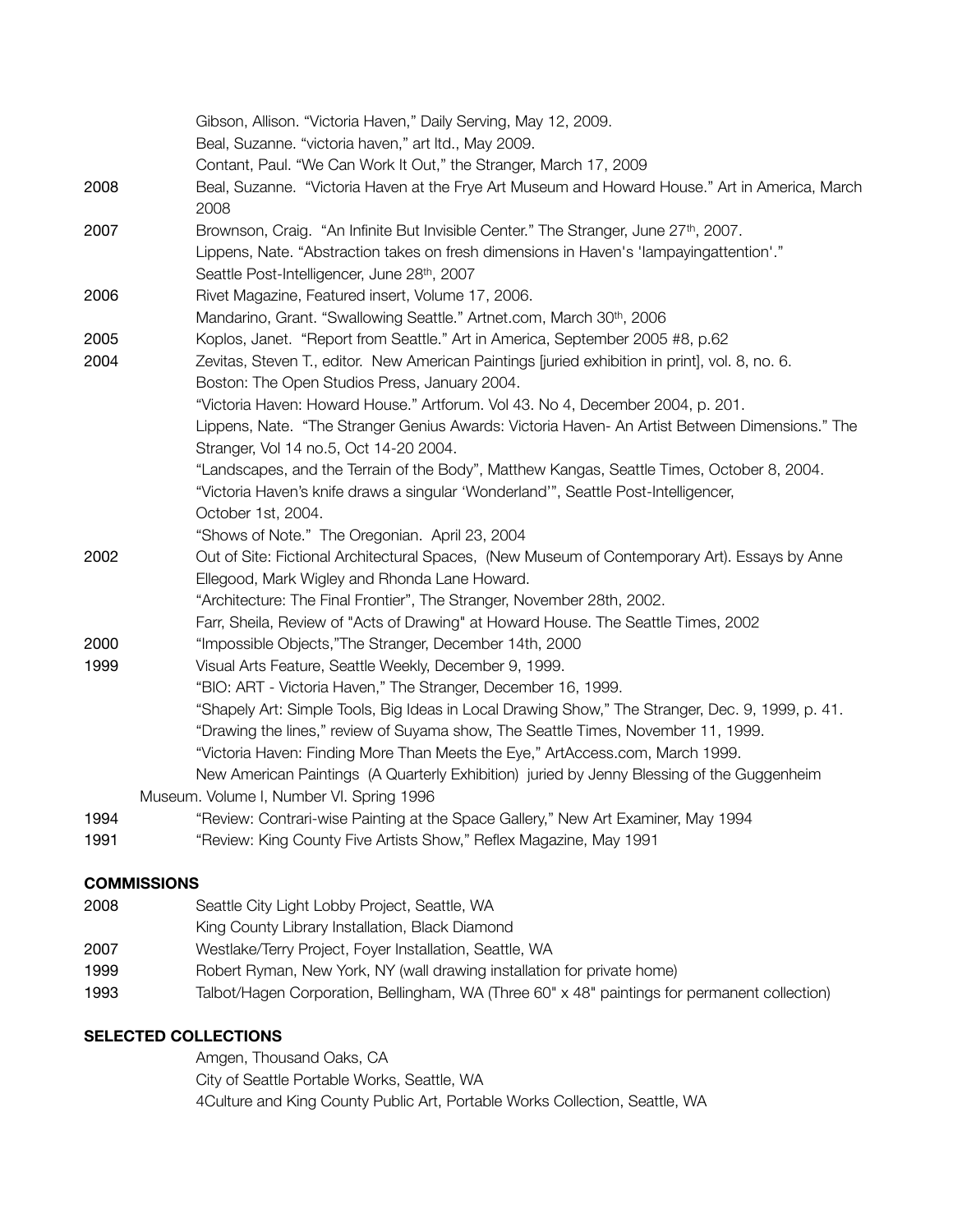Gibson, Allison. "Victoria Haven," Daily Serving, May 12, 2009.
Beal, Suzanne. "victoria haven," art ltd., May 2009.
Contant, Paul. "We Can Work It Out," the Stranger, March 17, 2009

2008 Beal, Suzanne. "Victoria Haven at the Frye Art Museum and Howard House." Art in America, March 2008

2007 Brownson, Craig. "An Infinite But Invisible Center." The Stranger, June 27th, 2007.
Lippens, Nate. "Abstraction takes on fresh dimensions in Haven's 'Iampayingattention'." Seattle Post-Intelligencer, June 28th, 2007

2006 Rivet Magazine, Featured insert, Volume 17, 2006.
Mandarino, Grant. "Swallowing Seattle." Artnet.com, March 30th, 2006

2005 Koplos, Janet. "Report from Seattle." Art in America, September 2005 #8, p.62

2004 Zevitas, Steven T., editor. New American Paintings [juried exhibition in print], vol. 8, no. 6. Boston: The Open Studios Press, January 2004.
"Victoria Haven: Howard House." Artforum. Vol 43. No 4, December 2004, p. 201.
Lippens, Nate. "The Stranger Genius Awards: Victoria Haven- An Artist Between Dimensions." The Stranger, Vol 14 no.5, Oct 14-20 2004.
"Landscapes, and the Terrain of the Body", Matthew Kangas, Seattle Times, October 8, 2004.
"Victoria Haven's knife draws a singular 'Wonderland'", Seattle Post-Intelligencer, October 1st, 2004.
"Shows of Note." The Oregonian. April 23, 2004

2002 Out of Site: Fictional Architectural Spaces, (New Museum of Contemporary Art). Essays by Anne Ellegood, Mark Wigley and Rhonda Lane Howard.
"Architecture: The Final Frontier", The Stranger, November 28th, 2002.
Farr, Sheila, Review of "Acts of Drawing" at Howard House. The Seattle Times, 2002

2000 "Impossible Objects,"The Stranger, December 14th, 2000

1999 Visual Arts Feature, Seattle Weekly, December 9, 1999.
"BIO: ART - Victoria Haven," The Stranger, December 16, 1999.
"Shapely Art: Simple Tools, Big Ideas in Local Drawing Show," The Stranger, Dec. 9, 1999, p. 41.
"Drawing the lines," review of Suyama show, The Seattle Times, November 11, 1999.
"Victoria Haven: Finding More Than Meets the Eye," ArtAccess.com, March 1999.
New American Paintings (A Quarterly Exhibition) juried by Jenny Blessing of the Guggenheim Museum. Volume I, Number VI. Spring 1996

1994 "Review: Contrari-wise Painting at the Space Gallery," New Art Examiner, May 1994

1991 "Review: King County Five Artists Show," Reflex Magazine, May 1991

**COMMISSIONS**

2008 Seattle City Light Lobby Project, Seattle, WA
King County Library Installation, Black Diamond

2007 Westlake/Terry Project, Foyer Installation, Seattle, WA

1999 Robert Ryman, New York, NY (wall drawing installation for private home)

1993 Talbot/Hagen Corporation, Bellingham, WA (Three 60" x 48" paintings for permanent collection)

**SELECTED COLLECTIONS**

Amgen, Thousand Oaks, CA
City of Seattle Portable Works, Seattle, WA
4Culture and King County Public Art, Portable Works Collection, Seattle, WA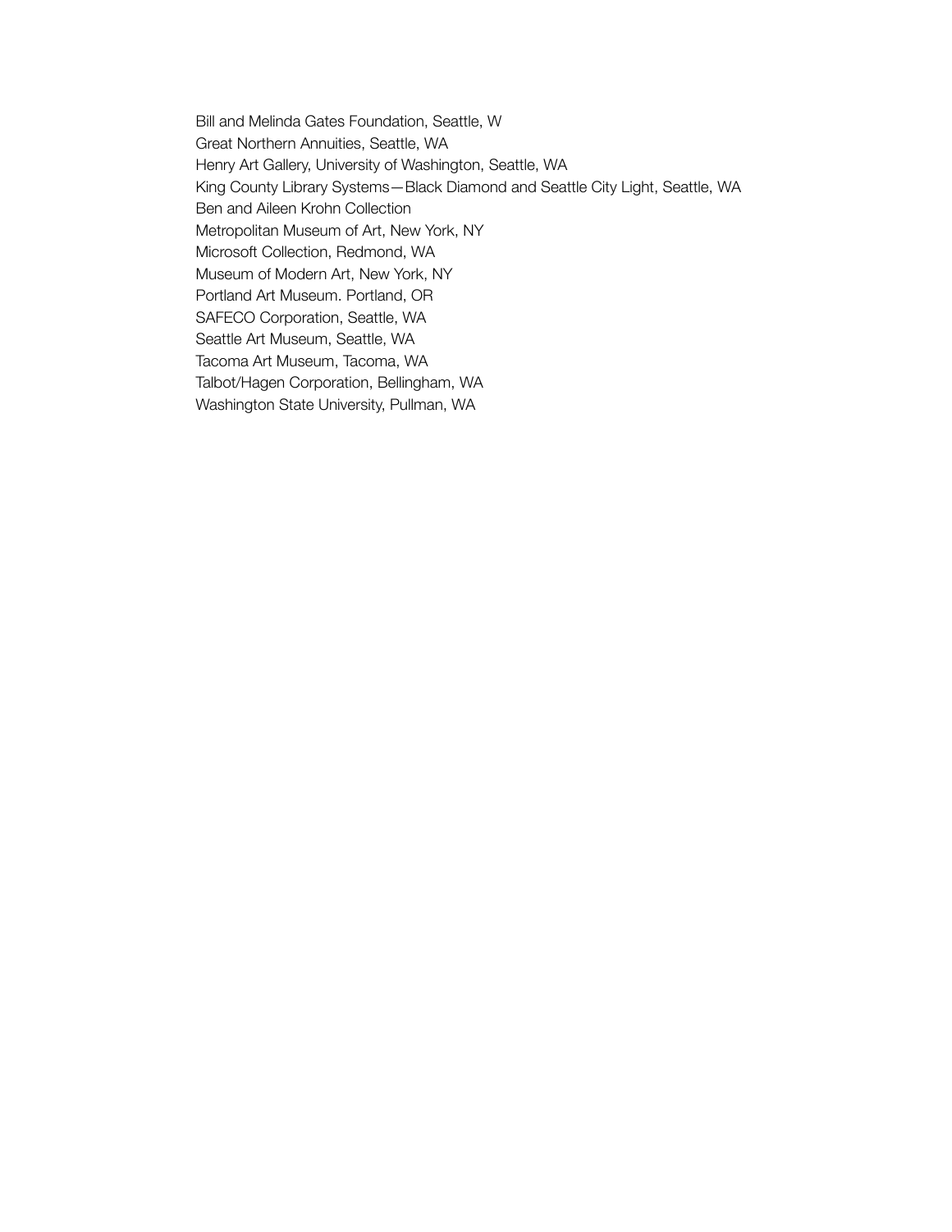Bill and Melinda Gates Foundation, Seattle, W
Great Northern Annuities, Seattle, WA
Henry Art Gallery, University of Washington, Seattle, WA
King County Library Systems—Black Diamond and Seattle City Light, Seattle, WA
Ben and Aileen Krohn Collection
Metropolitan Museum of Art, New York, NY
Microsoft Collection, Redmond, WA
Museum of Modern Art, New York, NY
Portland Art Museum. Portland, OR
SAFECO Corporation, Seattle, WA
Seattle Art Museum, Seattle, WA
Tacoma Art Museum, Tacoma, WA
Talbot/Hagen Corporation, Bellingham, WA
Washington State University, Pullman, WA